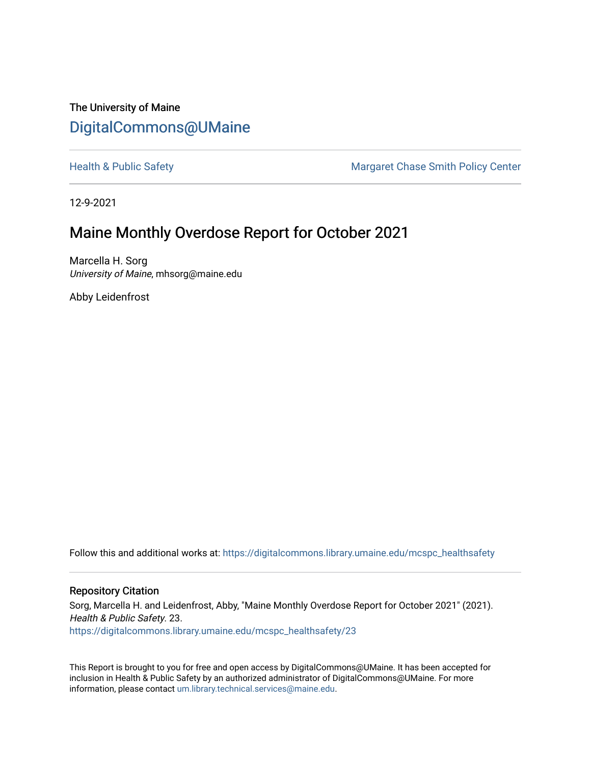The University of Maine

# DigitalCommons@UMaine

Health & Public Safety | Margaret Chase Smith Policy Center

12-9-2021

## Maine Monthly Overdose Report for October 2021

Marcella H. Sorg
*University of Maine*, mhsorg@maine.edu

Abby Leidenfrost

Follow this and additional works at: https://digitalcommons.library.umaine.edu/mcspc_healthsafety

### Repository Citation

Sorg, Marcella H. and Leidenfrost, Abby, "Maine Monthly Overdose Report for October 2021" (2021). *Health & Public Safety*. 23.
https://digitalcommons.library.umaine.edu/mcspc_healthsafety/23

This Report is brought to you for free and open access by DigitalCommons@UMaine. It has been accepted for inclusion in Health & Public Safety by an authorized administrator of DigitalCommons@UMaine. For more information, please contact um.library.technical.services@maine.edu.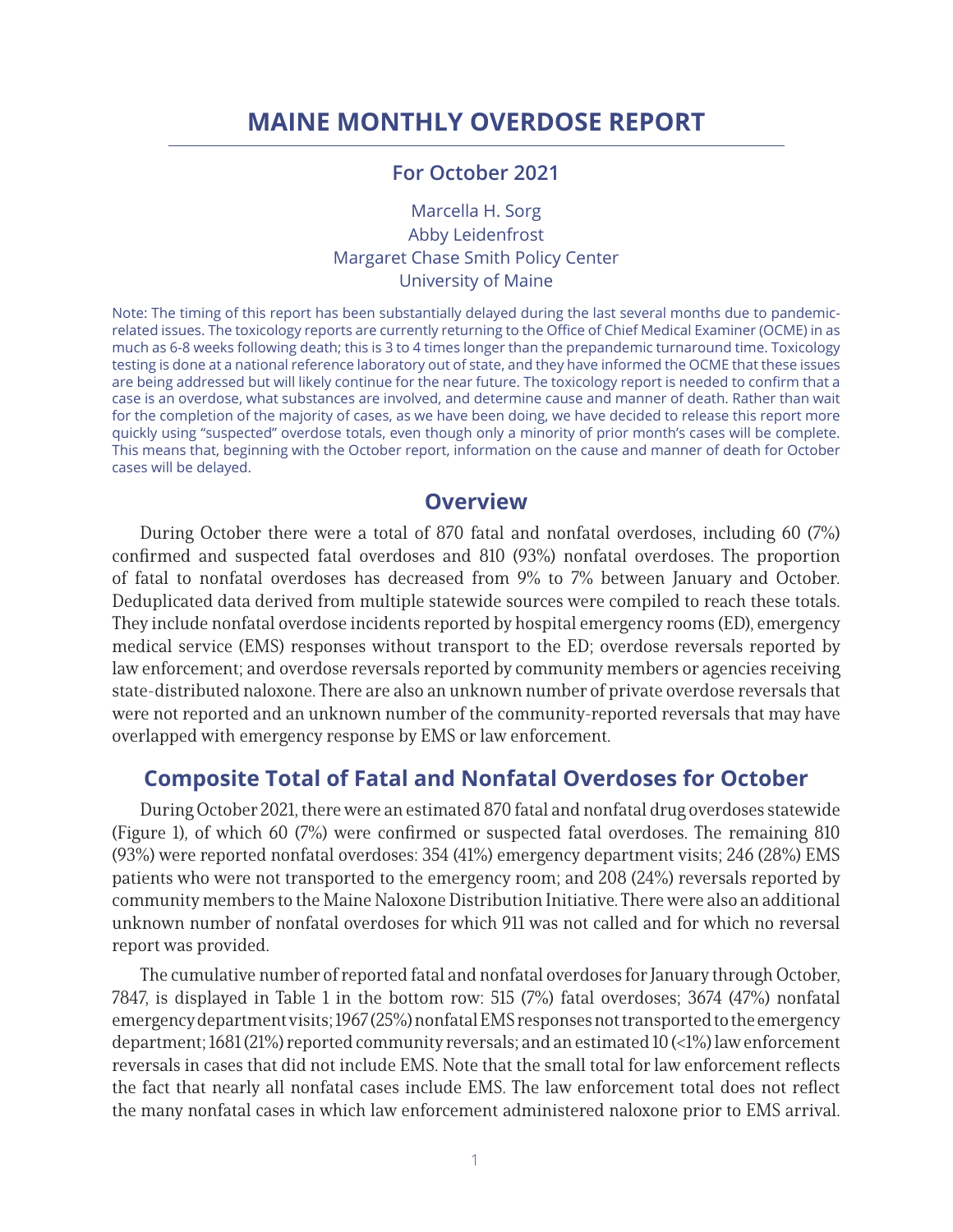# MAINE MONTHLY OVERDOSE REPORT

## For October 2021

Marcella H. Sorg
Abby Leidenfrost
Margaret Chase Smith Policy Center
University of Maine

Note: The timing of this report has been substantially delayed during the last several months due to pandemic-related issues. The toxicology reports are currently returning to the Office of Chief Medical Examiner (OCME) in as much as 6-8 weeks following death; this is 3 to 4 times longer than the prepandemic turnaround time. Toxicology testing is done at a national reference laboratory out of state, and they have informed the OCME that these issues are being addressed but will likely continue for the near future. The toxicology report is needed to confirm that a case is an overdose, what substances are involved, and determine cause and manner of death. Rather than wait for the completion of the majority of cases, as we have been doing, we have decided to release this report more quickly using "suspected" overdose totals, even though only a minority of prior month's cases will be complete. This means that, beginning with the October report, information on the cause and manner of death for October cases will be delayed.

## Overview

During October there were a total of 870 fatal and nonfatal overdoses, including 60 (7%) confirmed and suspected fatal overdoses and 810 (93%) nonfatal overdoses. The proportion of fatal to nonfatal overdoses has decreased from 9% to 7% between January and October. Deduplicated data derived from multiple statewide sources were compiled to reach these totals. They include nonfatal overdose incidents reported by hospital emergency rooms (ED), emergency medical service (EMS) responses without transport to the ED; overdose reversals reported by law enforcement; and overdose reversals reported by community members or agencies receiving state-distributed naloxone. There are also an unknown number of private overdose reversals that were not reported and an unknown number of the community-reported reversals that may have overlapped with emergency response by EMS or law enforcement.

## Composite Total of Fatal and Nonfatal Overdoses for October

During October 2021, there were an estimated 870 fatal and nonfatal drug overdoses statewide (Figure 1), of which 60 (7%) were confirmed or suspected fatal overdoses. The remaining 810 (93%) were reported nonfatal overdoses: 354 (41%) emergency department visits; 246 (28%) EMS patients who were not transported to the emergency room; and 208 (24%) reversals reported by community members to the Maine Naloxone Distribution Initiative. There were also an additional unknown number of nonfatal overdoses for which 911 was not called and for which no reversal report was provided.

The cumulative number of reported fatal and nonfatal overdoses for January through October, 7847, is displayed in Table 1 in the bottom row: 515 (7%) fatal overdoses; 3674 (47%) nonfatal emergency department visits; 1967 (25%) nonfatal EMS responses not transported to the emergency department; 1681 (21%) reported community reversals; and an estimated 10 (<1%) law enforcement reversals in cases that did not include EMS. Note that the small total for law enforcement reflects the fact that nearly all nonfatal cases include EMS. The law enforcement total does not reflect the many nonfatal cases in which law enforcement administered naloxone prior to EMS arrival.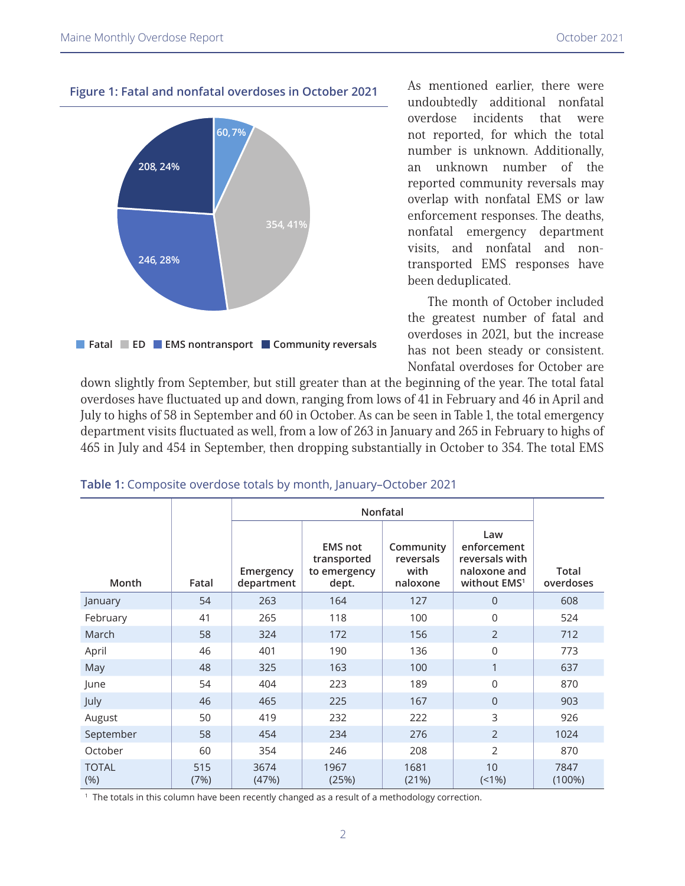**Figure 1: Fatal and nonfatal overdoses in October 2021**

Fatal: 60, 7%
ED: 354, 41%
EMS nontransport: 246, 28%
Community reversals: 208, 24%

As mentioned earlier, there were undoubtedly additional nonfatal overdose incidents that were not reported, for which the total number is unknown. Additionally, an unknown number of the reported community reversals may overlap with nonfatal EMS or law enforcement responses. The deaths, nonfatal emergency department visits, and nonfatal and non-transported EMS responses have been deduplicated.

The month of October included the greatest number of fatal and overdoses in 2021, but the increase has not been steady or consistent. Nonfatal overdoses for October are down slightly from September, but still greater than at the beginning of the year. The total fatal overdoses have fluctuated up and down, ranging from lows of 41 in February and 46 in April and July to highs of 58 in September and 60 in October. As can be seen in Table 1, the total emergency department visits fluctuated as well, from a low of 263 in January and 265 in February to highs of 465 in July and 454 in September, then dropping substantially in October to 354. The total EMS

**Table 1:** Composite overdose totals by month, January–October 2021

| Month | Fatal | Nonfatal | | | | Total overdoses |
|---|---|---|---|---|---|---|
| | | Emergency department | EMS not transported to emergency dept. | Community reversals with naloxone | Law enforcement reversals with naloxone and without EMS[1] | |
| January | 54 | 263 | 164 | 127 | 0 | 608 |
| February | 41 | 265 | 118 | 100 | 0 | 524 |
| March | 58 | 324 | 172 | 156 | 2 | 712 |
| April | 46 | 401 | 190 | 136 | 0 | 773 |
| May | 48 | 325 | 163 | 100 | 1 | 637 |
| June | 54 | 404 | 223 | 189 | 0 | 870 |
| July | 46 | 465 | 225 | 167 | 0 | 903 |
| August | 50 | 419 | 232 | 222 | 3 | 926 |
| September | 58 | 454 | 234 | 276 | 2 | 1024 |
| October | 60 | 354 | 246 | 208 | 2 | 870 |
| TOTAL (%) | 515 (7%) | 3674 (47%) | 1967 (25%) | 1681 (21%) | 10 (<1%) | 7847 (100%) |

[1] The totals in this column have been recently changed as a result of a methodology correction.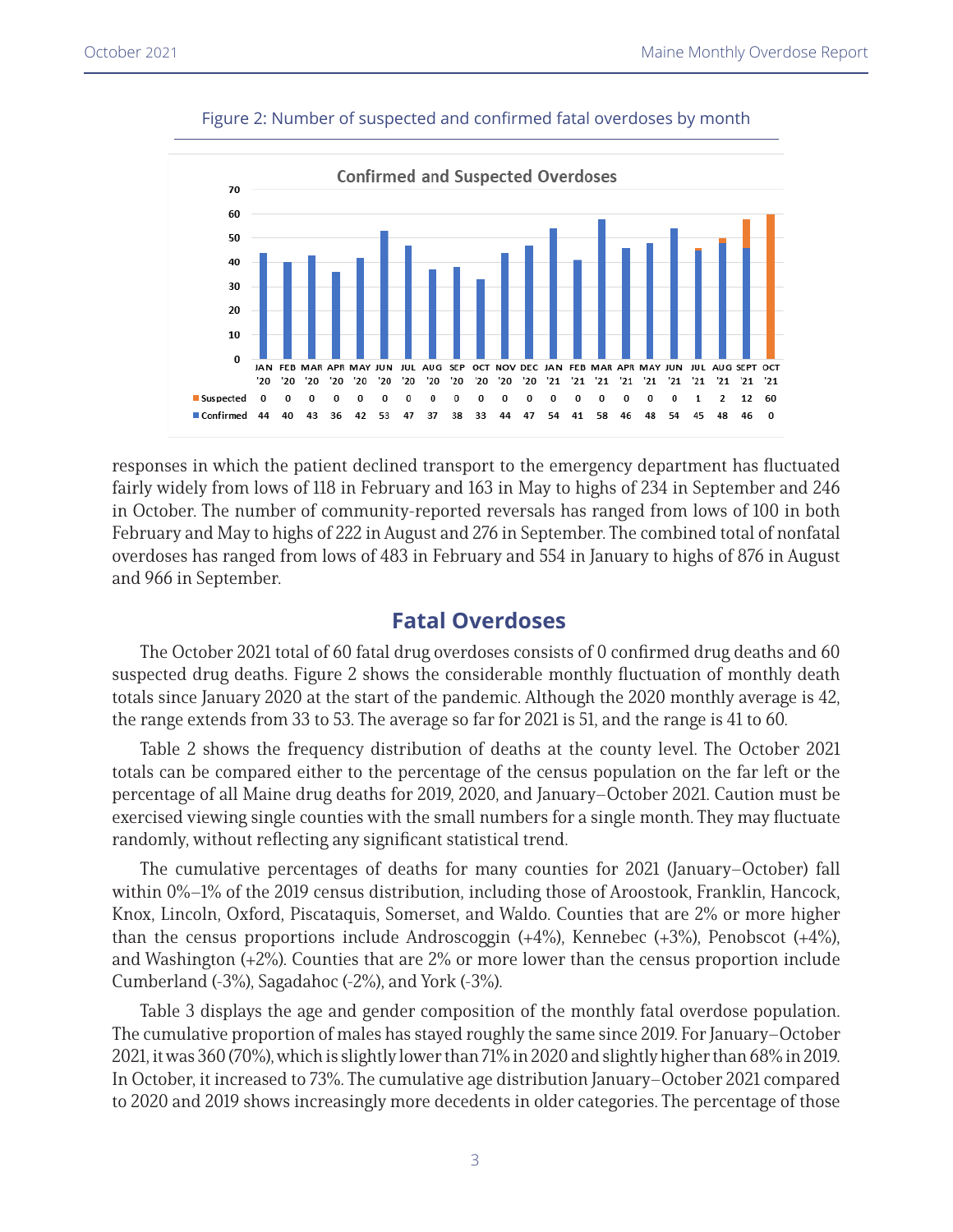Figure 2: Number of suspected and confirmed fatal overdoses by month

**Confirmed and Suspected Overdoses**

| | JAN '20 | FEB '20 | MAR '20 | APR '20 | MAY '20 | JUN '20 | JUL '20 | AUG '20 | SEP '20 | OCT '20 | NOV '20 | DEC '20 | JAN '21 | FEB '21 | MAR '21 | APR '21 | MAY '21 | JUN '21 | JUL '21 | AUG '21 | SEPT '21 | OCT '21 |
|---|---|---|---|---|---|---|---|---|---|---|---|---|---|---|---|---|---|---|---|---|---|---|
| Suspected | 0 | 0 | 0 | 0 | 0 | 0 | 0 | 0 | 0 | 0 | 0 | 0 | 0 | 0 | 0 | 0 | 0 | 0 | 1 | 2 | 12 | 60 |
| Confirmed | 44 | 40 | 43 | 36 | 42 | 53 | 47 | 37 | 38 | 33 | 44 | 47 | 54 | 41 | 58 | 46 | 48 | 54 | 45 | 48 | 46 | 0 |

responses in which the patient declined transport to the emergency department has fluctuated fairly widely from lows of 118 in February and 163 in May to highs of 234 in September and 246 in October. The number of community-reported reversals has ranged from lows of 100 in both February and May to highs of 222 in August and 276 in September. The combined total of nonfatal overdoses has ranged from lows of 483 in February and 554 in January to highs of 876 in August and 966 in September.

## Fatal Overdoses

The October 2021 total of 60 fatal drug overdoses consists of 0 confirmed drug deaths and 60 suspected drug deaths. Figure 2 shows the considerable monthly fluctuation of monthly death totals since January 2020 at the start of the pandemic. Although the 2020 monthly average is 42, the range extends from 33 to 53. The average so far for 2021 is 51, and the range is 41 to 60.

Table 2 shows the frequency distribution of deaths at the county level. The October 2021 totals can be compared either to the percentage of the census population on the far left or the percentage of all Maine drug deaths for 2019, 2020, and January–October 2021. Caution must be exercised viewing single counties with the small numbers for a single month. They may fluctuate randomly, without reflecting any significant statistical trend.

The cumulative percentages of deaths for many counties for 2021 (January–October) fall within 0%–1% of the 2019 census distribution, including those of Aroostook, Franklin, Hancock, Knox, Lincoln, Oxford, Piscataquis, Somerset, and Waldo. Counties that are 2% or more higher than the census proportions include Androscoggin (+4%), Kennebec (+3%), Penobscot (+4%), and Washington (+2%). Counties that are 2% or more lower than the census proportion include Cumberland (-3%), Sagadahoc (-2%), and York (-3%).

Table 3 displays the age and gender composition of the monthly fatal overdose population. The cumulative proportion of males has stayed roughly the same since 2019. For January–October 2021, it was 360 (70%), which is slightly lower than 71% in 2020 and slightly higher than 68% in 2019. In October, it increased to 73%. The cumulative age distribution January–October 2021 compared to 2020 and 2019 shows increasingly more decedents in older categories. The percentage of those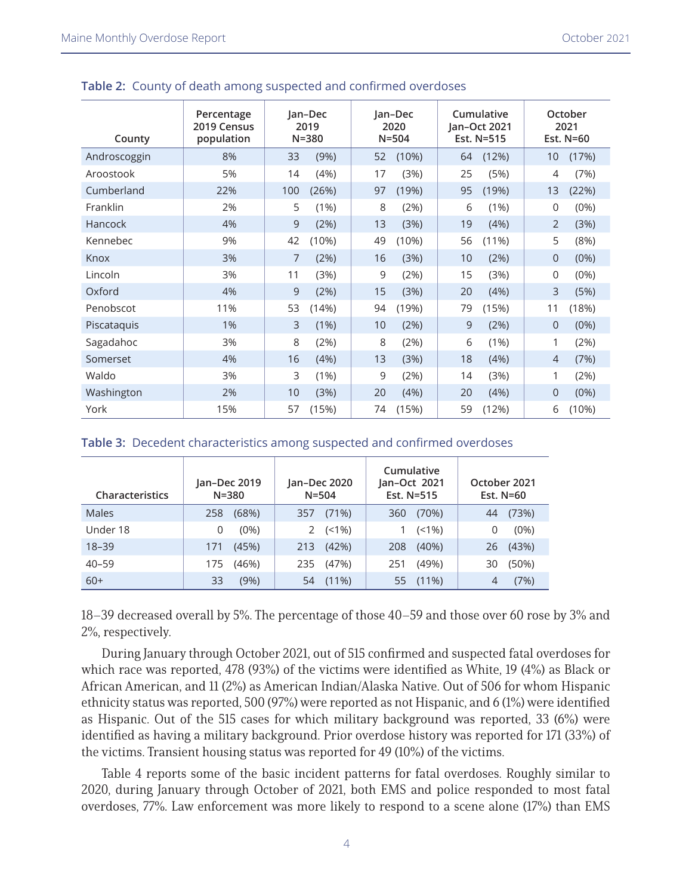**Table 2:** County of death among suspected and confirmed overdoses

| County | Percentage 2019 Census population | Jan–Dec 2019 N=380 | | Jan–Dec 2020 N=504 | | Cumulative Jan–Oct 2021 Est. N=515 | | October 2021 Est. N=60 | |
|---|---|---|---|---|---|---|---|---|---|
| Androscoggin | 8% | 33 | (9%) | 52 | (10%) | 64 | (12%) | 10 | (17%) |
| Aroostook | 5% | 14 | (4%) | 17 | (3%) | 25 | (5%) | 4 | (7%) |
| Cumberland | 22% | 100 | (26%) | 97 | (19%) | 95 | (19%) | 13 | (22%) |
| Franklin | 2% | 5 | (1%) | 8 | (2%) | 6 | (1%) | 0 | (0%) |
| Hancock | 4% | 9 | (2%) | 13 | (3%) | 19 | (4%) | 2 | (3%) |
| Kennebec | 9% | 42 | (10%) | 49 | (10%) | 56 | (11%) | 5 | (8%) |
| Knox | 3% | 7 | (2%) | 16 | (3%) | 10 | (2%) | 0 | (0%) |
| Lincoln | 3% | 11 | (3%) | 9 | (2%) | 15 | (3%) | 0 | (0%) |
| Oxford | 4% | 9 | (2%) | 15 | (3%) | 20 | (4%) | 3 | (5%) |
| Penobscot | 11% | 53 | (14%) | 94 | (19%) | 79 | (15%) | 11 | (18%) |
| Piscataquis | 1% | 3 | (1%) | 10 | (2%) | 9 | (2%) | 0 | (0%) |
| Sagadahoc | 3% | 8 | (2%) | 8 | (2%) | 6 | (1%) | 1 | (2%) |
| Somerset | 4% | 16 | (4%) | 13 | (3%) | 18 | (4%) | 4 | (7%) |
| Waldo | 3% | 3 | (1%) | 9 | (2%) | 14 | (3%) | 1 | (2%) |
| Washington | 2% | 10 | (3%) | 20 | (4%) | 20 | (4%) | 0 | (0%) |
| York | 15% | 57 | (15%) | 74 | (15%) | 59 | (12%) | 6 | (10%) |

**Table 3:** Decedent characteristics among suspected and confirmed overdoses

| Characteristics | Jan–Dec 2019 N=380 | | Jan–Dec 2020 N=504 | | Cumulative Jan–Oct 2021 Est. N=515 | | October 2021 Est. N=60 | |
|---|---|---|---|---|---|---|---|---|
| Males | 258 | (68%) | 357 | (71%) | 360 | (70%) | 44 | (73%) |
| Under 18 | 0 | (0%) | 2 | (<1%) | 1 | (<1%) | 0 | (0%) |
| 18–39 | 171 | (45%) | 213 | (42%) | 208 | (40%) | 26 | (43%) |
| 40–59 | 175 | (46%) | 235 | (47%) | 251 | (49%) | 30 | (50%) |
| 60+ | 33 | (9%) | 54 | (11%) | 55 | (11%) | 4 | (7%) |

18–39 decreased overall by 5%. The percentage of those 40–59 and those over 60 rose by 3% and 2%, respectively.

During January through October 2021, out of 515 confirmed and suspected fatal overdoses for which race was reported, 478 (93%) of the victims were identified as White, 19 (4%) as Black or African American, and 11 (2%) as American Indian/Alaska Native. Out of 506 for whom Hispanic ethnicity status was reported, 500 (97%) were reported as not Hispanic, and 6 (1%) were identified as Hispanic. Out of the 515 cases for which military background was reported, 33 (6%) were identified as having a military background. Prior overdose history was reported for 171 (33%) of the victims. Transient housing status was reported for 49 (10%) of the victims.

Table 4 reports some of the basic incident patterns for fatal overdoses. Roughly similar to 2020, during January through October of 2021, both EMS and police responded to most fatal overdoses, 77%. Law enforcement was more likely to respond to a scene alone (17%) than EMS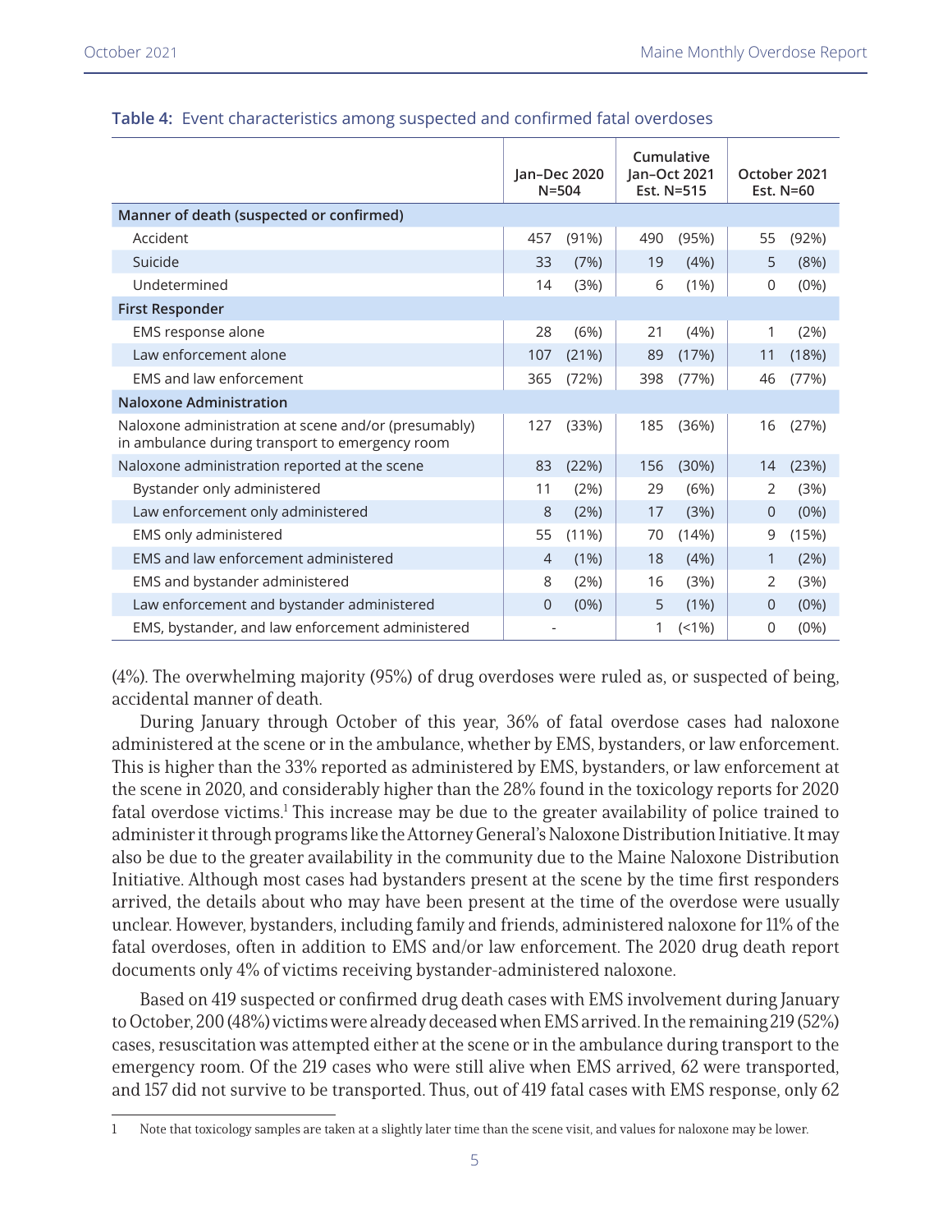**Table 4:** Event characteristics among suspected and confirmed fatal overdoses

| | Jan–Dec 2020 N=504 | | Cumulative Jan–Oct 2021 Est. N=515 | | October 2021 Est. N=60 | |
|---|---|---|---|---|---|---|
| **Manner of death (suspected or confirmed)** | | | | | | |
| Accident | 457 | (91%) | 490 | (95%) | 55 | (92%) |
| Suicide | 33 | (7%) | 19 | (4%) | 5 | (8%) |
| Undetermined | 14 | (3%) | 6 | (1%) | 0 | (0%) |
| **First Responder** | | | | | | |
| EMS response alone | 28 | (6%) | 21 | (4%) | 1 | (2%) |
| Law enforcement alone | 107 | (21%) | 89 | (17%) | 11 | (18%) |
| EMS and law enforcement | 365 | (72%) | 398 | (77%) | 46 | (77%) |
| **Naloxone Administration** | | | | | | |
| Naloxone administration at scene and/or (presumably) in ambulance during transport to emergency room | 127 | (33%) | 185 | (36%) | 16 | (27%) |
| Naloxone administration reported at the scene | 83 | (22%) | 156 | (30%) | 14 | (23%) |
| Bystander only administered | 11 | (2%) | 29 | (6%) | 2 | (3%) |
| Law enforcement only administered | 8 | (2%) | 17 | (3%) | 0 | (0%) |
| EMS only administered | 55 | (11%) | 70 | (14%) | 9 | (15%) |
| EMS and law enforcement administered | 4 | (1%) | 18 | (4%) | 1 | (2%) |
| EMS and bystander administered | 8 | (2%) | 16 | (3%) | 2 | (3%) |
| Law enforcement and bystander administered | 0 | (0%) | 5 | (1%) | 0 | (0%) |
| EMS, bystander, and law enforcement administered | - | | 1 | (<1%) | 0 | (0%) |

(4%). The overwhelming majority (95%) of drug overdoses were ruled as, or suspected of being, accidental manner of death.

During January through October of this year, 36% of fatal overdose cases had naloxone administered at the scene or in the ambulance, whether by EMS, bystanders, or law enforcement. This is higher than the 33% reported as administered by EMS, bystanders, or law enforcement at the scene in 2020, and considerably higher than the 28% found in the toxicology reports for 2020 fatal overdose victims.[1] This increase may be due to the greater availability of police trained to administer it through programs like the Attorney General's Naloxone Distribution Initiative. It may also be due to the greater availability in the community due to the Maine Naloxone Distribution Initiative. Although most cases had bystanders present at the scene by the time first responders arrived, the details about who may have been present at the time of the overdose were usually unclear. However, bystanders, including family and friends, administered naloxone for 11% of the fatal overdoses, often in addition to EMS and/or law enforcement. The 2020 drug death report documents only 4% of victims receiving bystander-administered naloxone.

Based on 419 suspected or confirmed drug death cases with EMS involvement during January to October, 200 (48%) victims were already deceased when EMS arrived. In the remaining 219 (52%) cases, resuscitation was attempted either at the scene or in the ambulance during transport to the emergency room. Of the 219 cases who were still alive when EMS arrived, 62 were transported, and 157 did not survive to be transported. Thus, out of 419 fatal cases with EMS response, only 62

[1] Note that toxicology samples are taken at a slightly later time than the scene visit, and values for naloxone may be lower.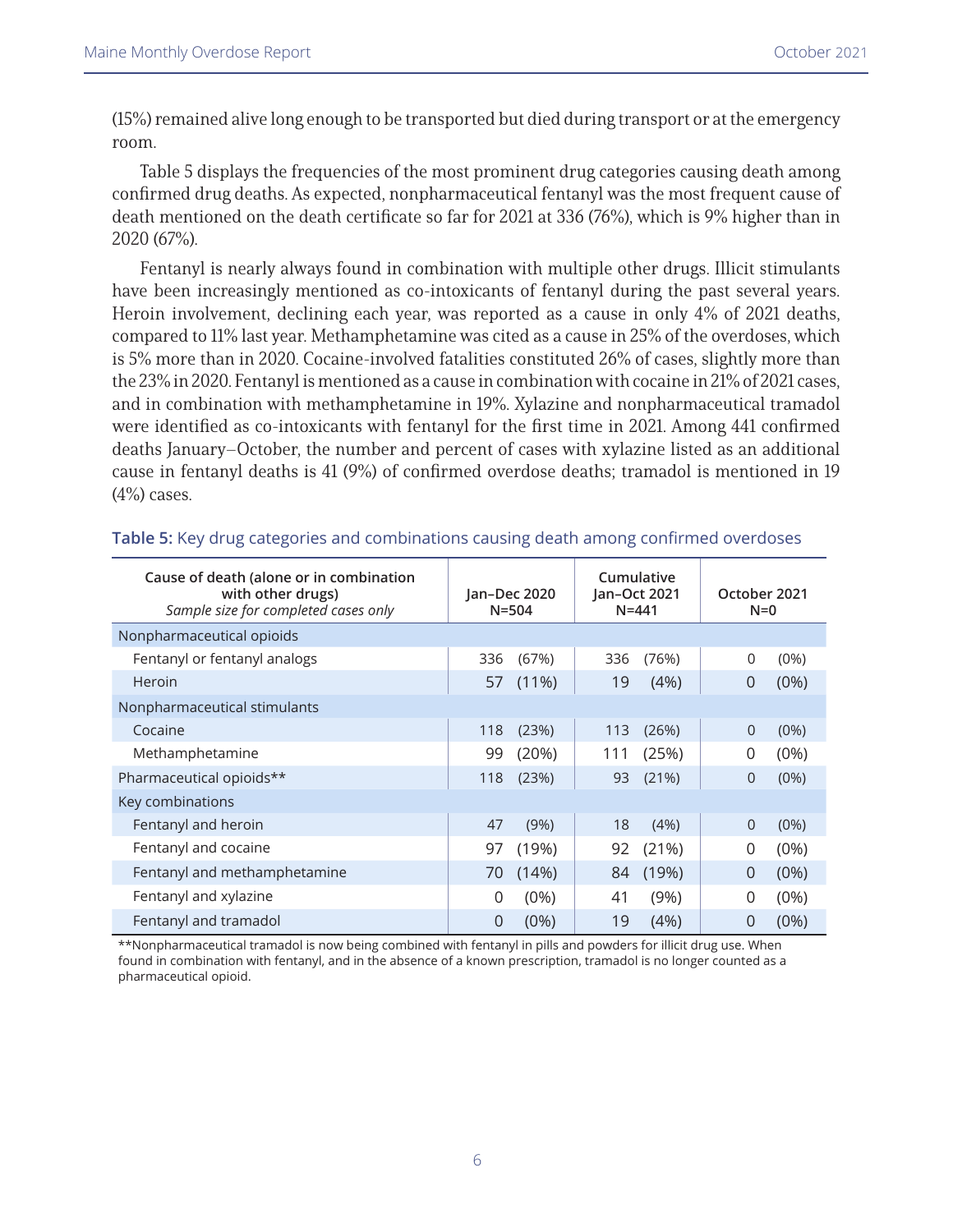(15%) remained alive long enough to be transported but died during transport or at the emergency room.

Table 5 displays the frequencies of the most prominent drug categories causing death among confirmed drug deaths. As expected, nonpharmaceutical fentanyl was the most frequent cause of death mentioned on the death certificate so far for 2021 at 336 (76%), which is 9% higher than in 2020 (67%).

Fentanyl is nearly always found in combination with multiple other drugs. Illicit stimulants have been increasingly mentioned as co-intoxicants of fentanyl during the past several years. Heroin involvement, declining each year, was reported as a cause in only 4% of 2021 deaths, compared to 11% last year. Methamphetamine was cited as a cause in 25% of the overdoses, which is 5% more than in 2020. Cocaine-involved fatalities constituted 26% of cases, slightly more than the 23% in 2020. Fentanyl is mentioned as a cause in combination with cocaine in 21% of 2021 cases, and in combination with methamphetamine in 19%. Xylazine and nonpharmaceutical tramadol were identified as co-intoxicants with fentanyl for the first time in 2021. Among 441 confirmed deaths January–October, the number and percent of cases with xylazine listed as an additional cause in fentanyl deaths is 41 (9%) of confirmed overdose deaths; tramadol is mentioned in 19 (4%) cases.

**Table 5:** Key drug categories and combinations causing death among confirmed overdoses

| Cause of death (alone or in combination with other drugs) *Sample size for completed cases only* | Jan–Dec 2020 N=504 | | Cumulative Jan–Oct 2021 N=441 | | October 2021 N=0 | |
|---|---|---|---|---|---|---|
| Nonpharmaceutical opioids | | | | | | |
| Fentanyl or fentanyl analogs | 336 | (67%) | 336 | (76%) | 0 | (0%) |
| Heroin | 57 | (11%) | 19 | (4%) | 0 | (0%) |
| Nonpharmaceutical stimulants | | | | | | |
| Cocaine | 118 | (23%) | 113 | (26%) | 0 | (0%) |
| Methamphetamine | 99 | (20%) | 111 | (25%) | 0 | (0%) |
| Pharmaceutical opioids** | 118 | (23%) | 93 | (21%) | 0 | (0%) |
| Key combinations | | | | | | |
| Fentanyl and heroin | 47 | (9%) | 18 | (4%) | 0 | (0%) |
| Fentanyl and cocaine | 97 | (19%) | 92 | (21%) | 0 | (0%) |
| Fentanyl and methamphetamine | 70 | (14%) | 84 | (19%) | 0 | (0%) |
| Fentanyl and xylazine | 0 | (0%) | 41 | (9%) | 0 | (0%) |
| Fentanyl and tramadol | 0 | (0%) | 19 | (4%) | 0 | (0%) |

**Nonpharmaceutical tramadol is now being combined with fentanyl in pills and powders for illicit drug use. When found in combination with fentanyl, and in the absence of a known prescription, tramadol is no longer counted as a pharmaceutical opioid.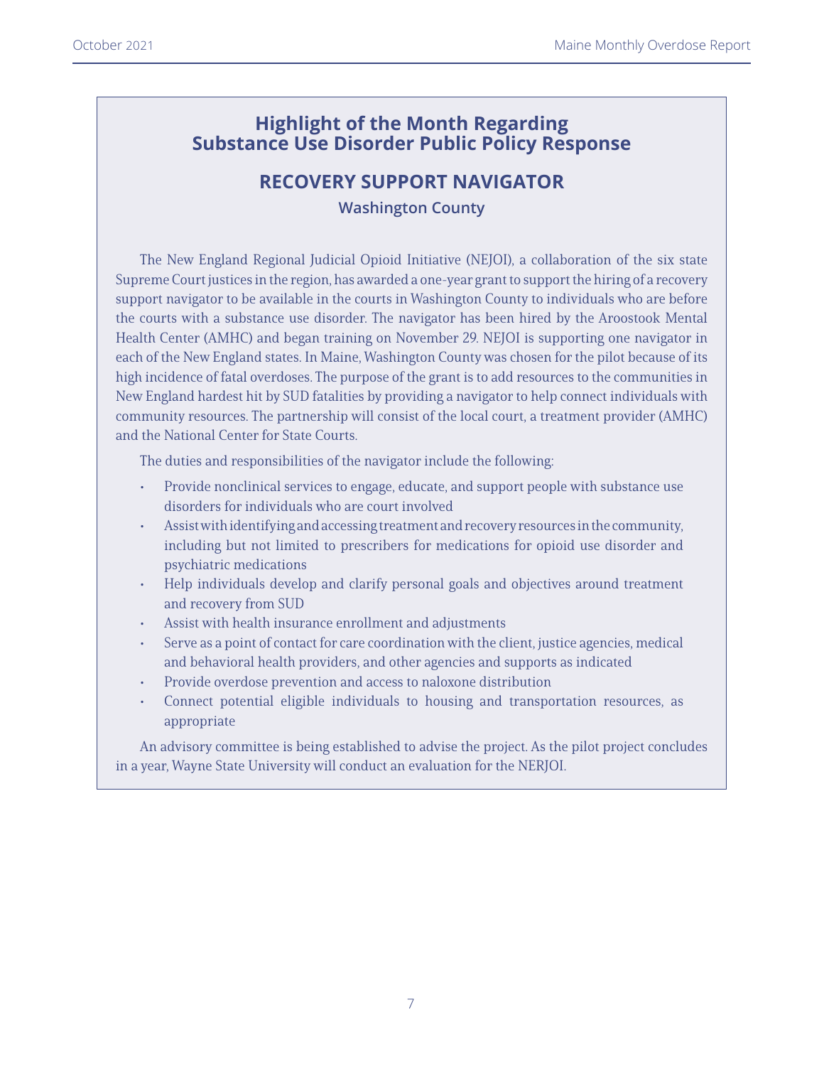## Highlight of the Month Regarding Substance Use Disorder Public Policy Response

### RECOVERY SUPPORT NAVIGATOR

**Washington County**

The New England Regional Judicial Opioid Initiative (NEJOI), a collaboration of the six state Supreme Court justices in the region, has awarded a one-year grant to support the hiring of a recovery support navigator to be available in the courts in Washington County to individuals who are before the courts with a substance use disorder. The navigator has been hired by the Aroostook Mental Health Center (AMHC) and began training on November 29. NEJOI is supporting one navigator in each of the New England states. In Maine, Washington County was chosen for the pilot because of its high incidence of fatal overdoses. The purpose of the grant is to add resources to the communities in New England hardest hit by SUD fatalities by providing a navigator to help connect individuals with community resources. The partnership will consist of the local court, a treatment provider (AMHC) and the National Center for State Courts.

The duties and responsibilities of the navigator include the following:

- Provide nonclinical services to engage, educate, and support people with substance use disorders for individuals who are court involved
- Assist with identifying and accessing treatment and recovery resources in the community, including but not limited to prescribers for medications for opioid use disorder and psychiatric medications
- Help individuals develop and clarify personal goals and objectives around treatment and recovery from SUD
- Assist with health insurance enrollment and adjustments
- Serve as a point of contact for care coordination with the client, justice agencies, medical and behavioral health providers, and other agencies and supports as indicated
- Provide overdose prevention and access to naloxone distribution
- Connect potential eligible individuals to housing and transportation resources, as appropriate

An advisory committee is being established to advise the project. As the pilot project concludes in a year, Wayne State University will conduct an evaluation for the NERJOI.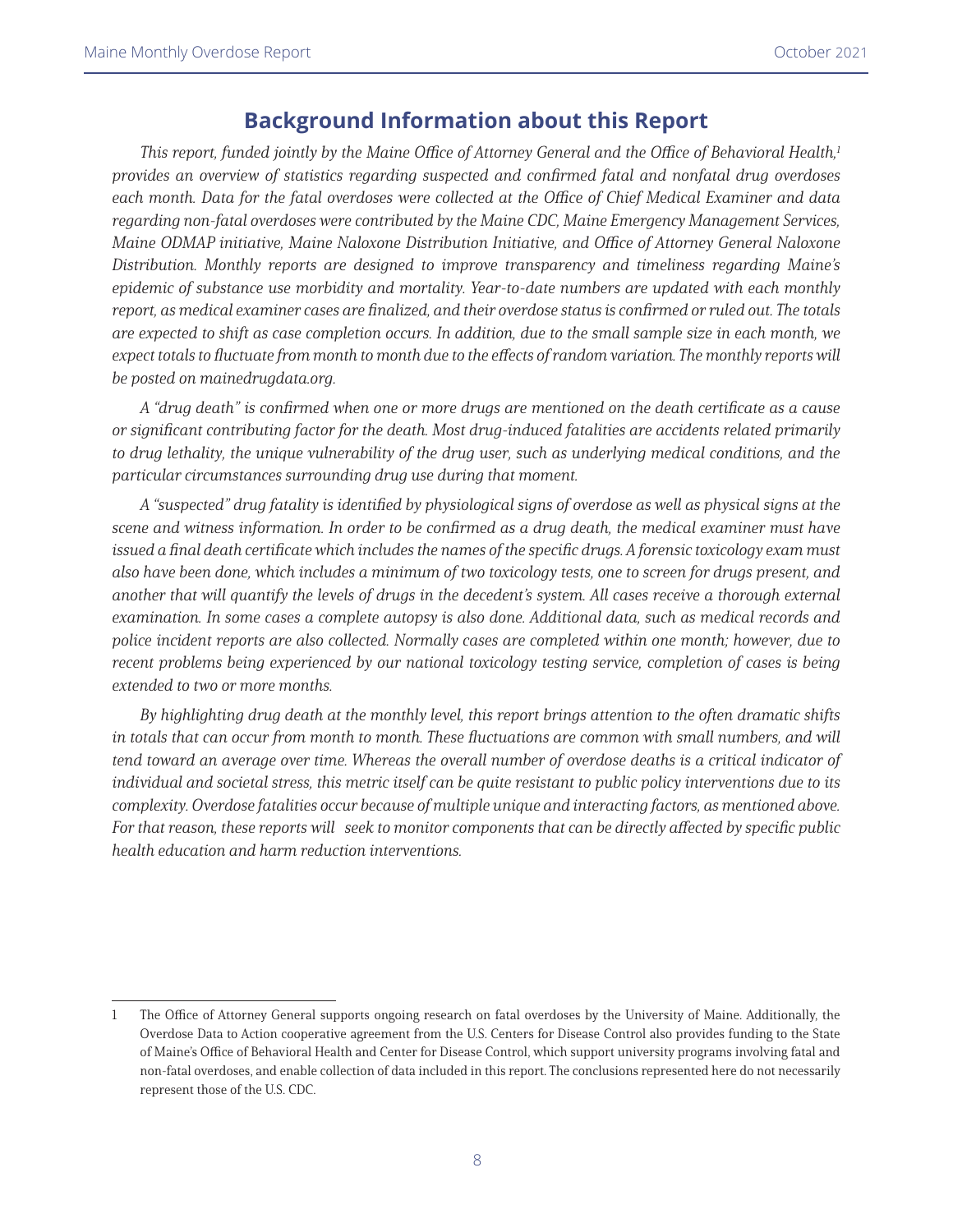## Background Information about this Report

*This report, funded jointly by the Maine Office of Attorney General and the Office of Behavioral Health,[1] provides an overview of statistics regarding suspected and confirmed fatal and nonfatal drug overdoses each month. Data for the fatal overdoses were collected at the Office of Chief Medical Examiner and data regarding non-fatal overdoses were contributed by the Maine CDC, Maine Emergency Management Services, Maine ODMAP initiative, Maine Naloxone Distribution Initiative, and Office of Attorney General Naloxone Distribution. Monthly reports are designed to improve transparency and timeliness regarding Maine's epidemic of substance use morbidity and mortality. Year-to-date numbers are updated with each monthly report, as medical examiner cases are finalized, and their overdose status is confirmed or ruled out. The totals are expected to shift as case completion occurs. In addition, due to the small sample size in each month, we expect totals to fluctuate from month to month due to the effects of random variation. The monthly reports will be posted on mainedrugdata.org.*

*A "drug death" is confirmed when one or more drugs are mentioned on the death certificate as a cause or significant contributing factor for the death. Most drug-induced fatalities are accidents related primarily to drug lethality, the unique vulnerability of the drug user, such as underlying medical conditions, and the particular circumstances surrounding drug use during that moment.*

*A "suspected" drug fatality is identified by physiological signs of overdose as well as physical signs at the scene and witness information. In order to be confirmed as a drug death, the medical examiner must have issued a final death certificate which includes the names of the specific drugs. A forensic toxicology exam must also have been done, which includes a minimum of two toxicology tests, one to screen for drugs present, and another that will quantify the levels of drugs in the decedent's system. All cases receive a thorough external examination. In some cases a complete autopsy is also done. Additional data, such as medical records and police incident reports are also collected. Normally cases are completed within one month; however, due to recent problems being experienced by our national toxicology testing service, completion of cases is being extended to two or more months.*

*By highlighting drug death at the monthly level, this report brings attention to the often dramatic shifts in totals that can occur from month to month. These fluctuations are common with small numbers, and will tend toward an average over time. Whereas the overall number of overdose deaths is a critical indicator of individual and societal stress, this metric itself can be quite resistant to public policy interventions due to its complexity. Overdose fatalities occur because of multiple unique and interacting factors, as mentioned above. For that reason, these reports will seek to monitor components that can be directly affected by specific public health education and harm reduction interventions.*

---

1 The Office of Attorney General supports ongoing research on fatal overdoses by the University of Maine. Additionally, the Overdose Data to Action cooperative agreement from the U.S. Centers for Disease Control also provides funding to the State of Maine's Office of Behavioral Health and Center for Disease Control, which support university programs involving fatal and non-fatal overdoses, and enable collection of data included in this report. The conclusions represented here do not necessarily represent those of the U.S. CDC.